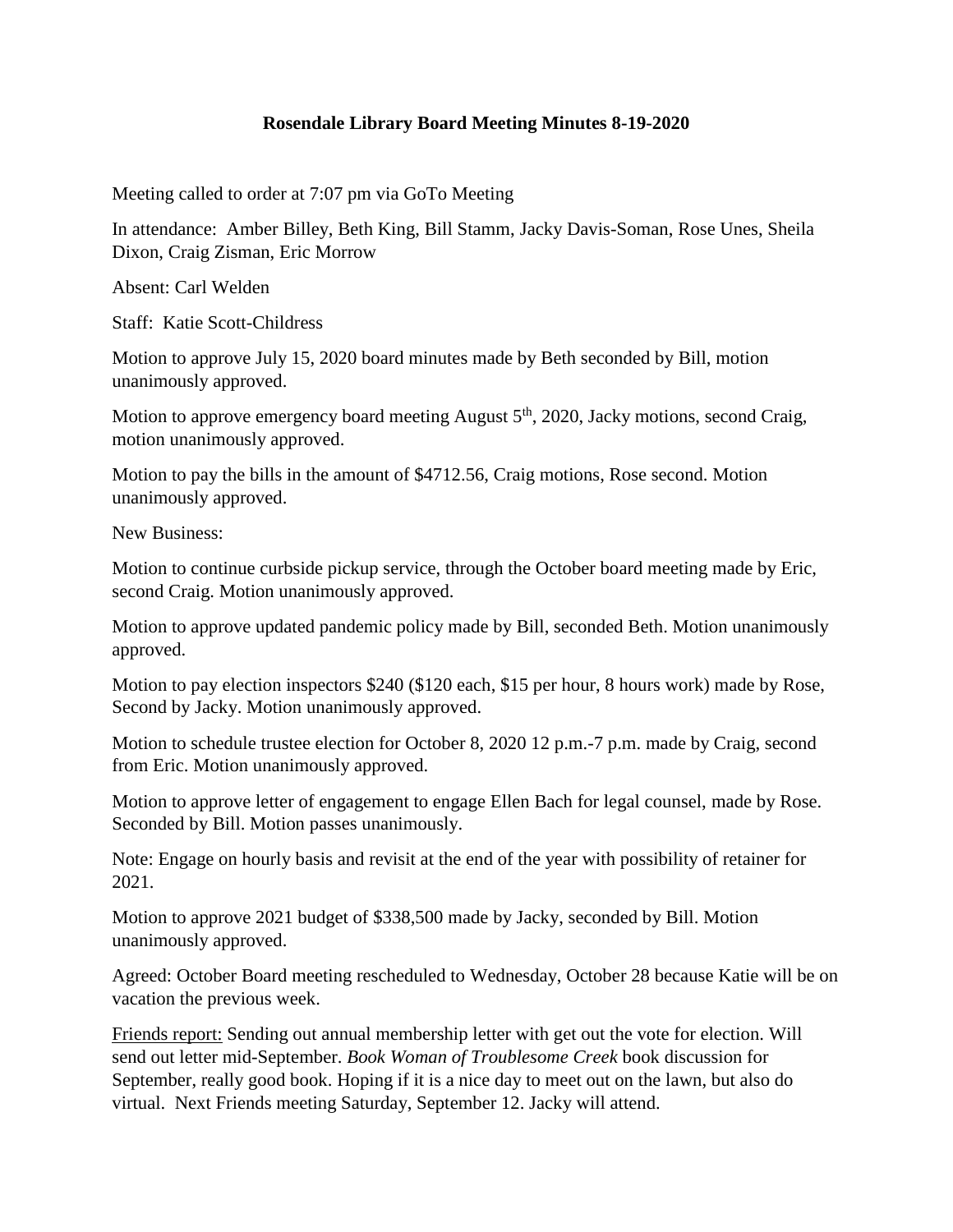**Rosendale Library Board Meeting Minutes 8-19-2020**

Meeting called to order at 7:07 pm via GoTo Meeting

In attendance: Amber Billey, Beth King, Bill Stamm, Jacky Davis-Soman, Rose Unes, Sheila Dixon, Craig Zisman, Eric Morrow

Absent: Carl Welden

Staff: Katie Scott-Childress

Motion to approve July 15, 2020 board minutes made by Beth seconded by Bill, motion unanimously approved.

Motion to approve emergency board meeting August 5th, 2020, Jacky motions, second Craig, motion unanimously approved.

Motion to pay the bills in the amount of $4712.56, Craig motions, Rose second. Motion unanimously approved.

New Business:

Motion to continue curbside pickup service, through the October board meeting made by Eric, second Craig. Motion unanimously approved.

Motion to approve updated pandemic policy made by Bill, seconded Beth. Motion unanimously approved.

Motion to pay election inspectors $240 ($120 each, $15 per hour, 8 hours work) made by Rose, Second by Jacky. Motion unanimously approved.

Motion to schedule trustee election for October 8, 2020 12 p.m.-7 p.m. made by Craig, second from Eric. Motion unanimously approved.

Motion to approve letter of engagement to engage Ellen Bach for legal counsel, made by Rose. Seconded by Bill. Motion passes unanimously.

Note: Engage on hourly basis and revisit at the end of the year with possibility of retainer for 2021.

Motion to approve 2021 budget of $338,500 made by Jacky, seconded by Bill. Motion unanimously approved.

Agreed: October Board meeting rescheduled to Wednesday, October 28 because Katie will be on vacation the previous week.

<u>Friends report:</u> Sending out annual membership letter with get out the vote for election. Will send out letter mid-September. *Book Woman of Troublesome Creek* book discussion for September, really good book. Hoping if it is a nice day to meet out on the lawn, but also do virtual. Next Friends meeting Saturday, September 12. Jacky will attend.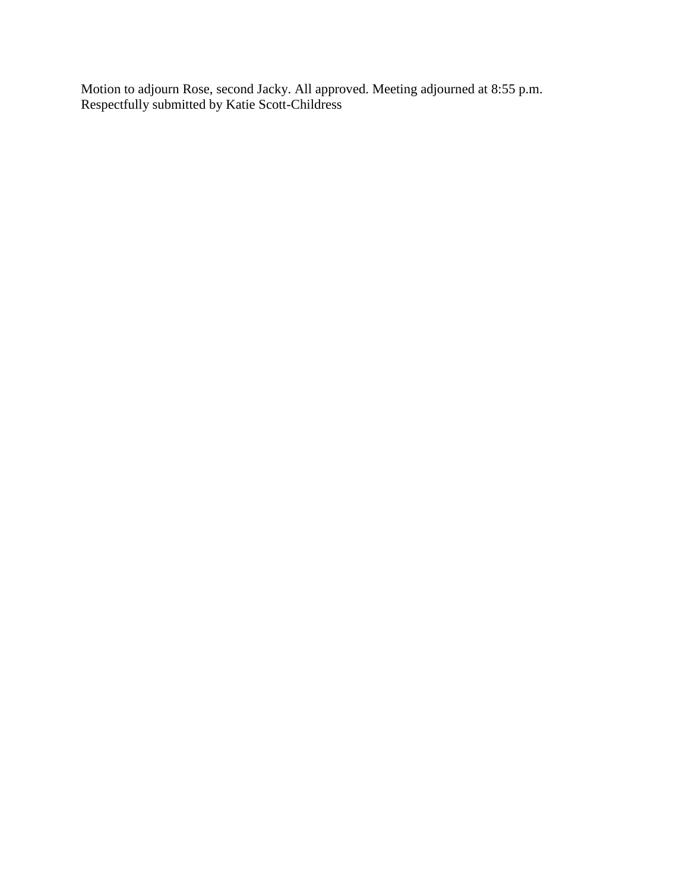Motion to adjourn Rose, second Jacky. All approved. Meeting adjourned at 8:55 p.m.
Respectfully submitted by Katie Scott-Childress